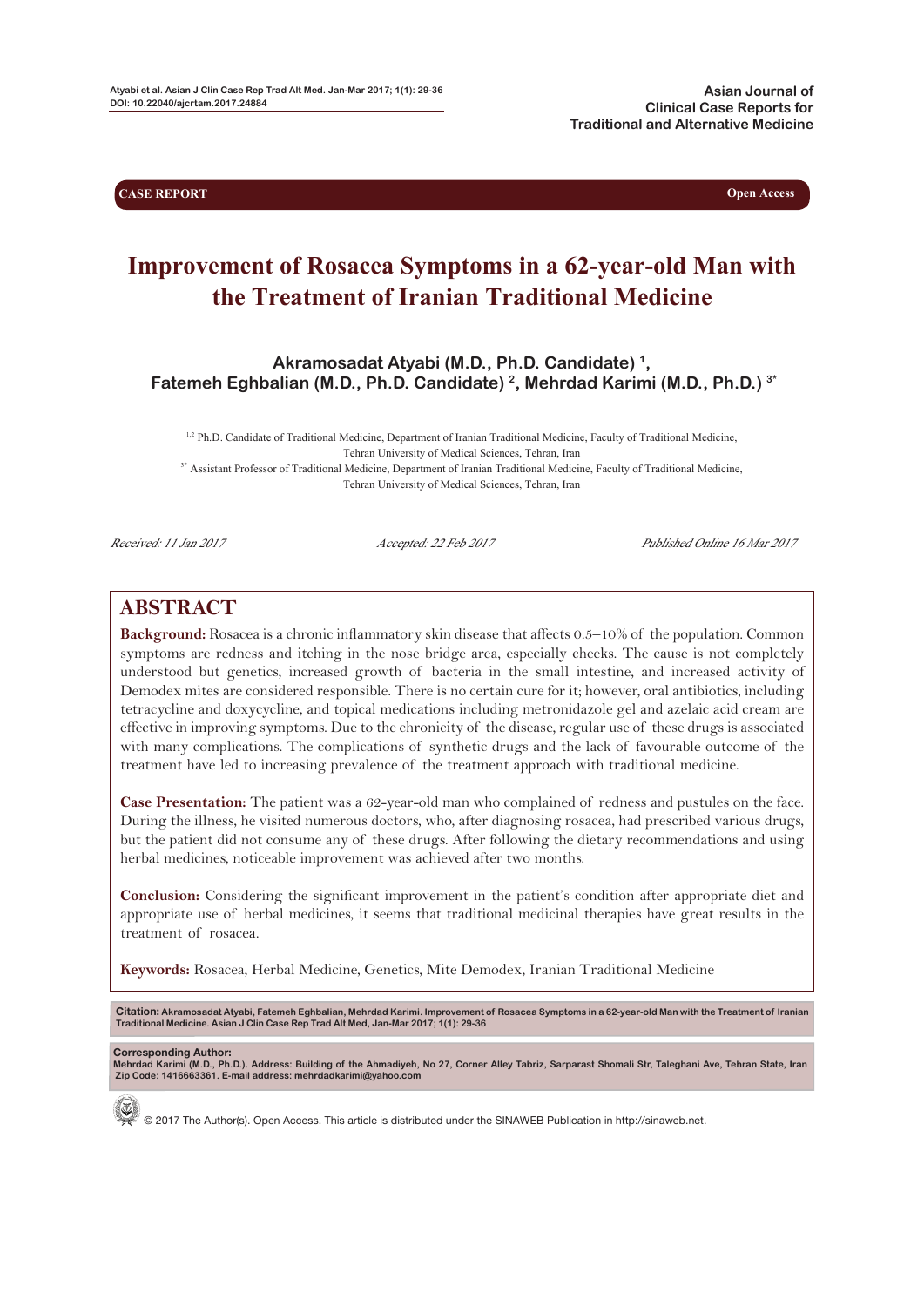**CASE REPORT** **Open Access**

# Improvement of Rosacea Symptoms in a 62-year-old Man with the Treatment of Iranian Traditional Medicine

**Akramosadat Atyabi (M.D., Ph.D. Candidate) [1], Fatemeh Eghbalian (M.D., Ph.D. Candidate) [2], Mehrdad Karimi (M.D., Ph.D.) [3*]**

[1,2] Ph.D. Candidate of Traditional Medicine, Department of Iranian Traditional Medicine, Faculty of Traditional Medicine, Tehran University of Medical Sciences, Tehran, Iran

[3*] Assistant Professor of Traditional Medicine, Department of Iranian Traditional Medicine, Faculty of Traditional Medicine, Tehran University of Medical Sciences, Tehran, Iran

*Received: 11 Jan 2017* *Accepted: 22 Feb 2017* *Published Online 16 Mar 2017*

## ABSTRACT

**Background:** Rosacea is a chronic inflammatory skin disease that affects 0.5–10% of the population. Common symptoms are redness and itching in the nose bridge area, especially cheeks. The cause is not completely understood but genetics, increased growth of bacteria in the small intestine, and increased activity of Demodex mites are considered responsible. There is no certain cure for it; however, oral antibiotics, including tetracycline and doxycycline, and topical medications including metronidazole gel and azelaic acid cream are effective in improving symptoms. Due to the chronicity of the disease, regular use of these drugs is associated with many complications. The complications of synthetic drugs and the lack of favourable outcome of the treatment have led to increasing prevalence of the treatment approach with traditional medicine.

**Case Presentation:** The patient was a 62-year-old man who complained of redness and pustules on the face. During the illness, he visited numerous doctors, who, after diagnosing rosacea, had prescribed various drugs, but the patient did not consume any of these drugs. After following the dietary recommendations and using herbal medicines, noticeable improvement was achieved after two months.

**Conclusion:** Considering the significant improvement in the patient's condition after appropriate diet and appropriate use of herbal medicines, it seems that traditional medicinal therapies have great results in the treatment of rosacea.

**Keywords:** Rosacea, Herbal Medicine, Genetics, Mite Demodex, Iranian Traditional Medicine

**Citation:** Akramosadat Atyabi, Fatemeh Eghbalian, Mehrdad Karimi. Improvement of Rosacea Symptoms in a 62-year-old Man with the Treatment of Iranian Traditional Medicine. Asian J Clin Case Rep Trad Alt Med, Jan-Mar 2017; 1(1): 29-36

**Corresponding Author:**
Mehrdad Karimi (M.D., Ph.D.). Address: Building of the Ahmadiyeh, No 27, Corner Alley Tabriz, Sarparast Shomali Str, Taleghani Ave, Tehran State, Iran Zip Code: 1416663361. E-mail address: mehrdadkarimi@yahoo.com

© 2017 The Author(s). Open Access. This article is distributed under the SINAWEB Publication in http://sinaweb.net.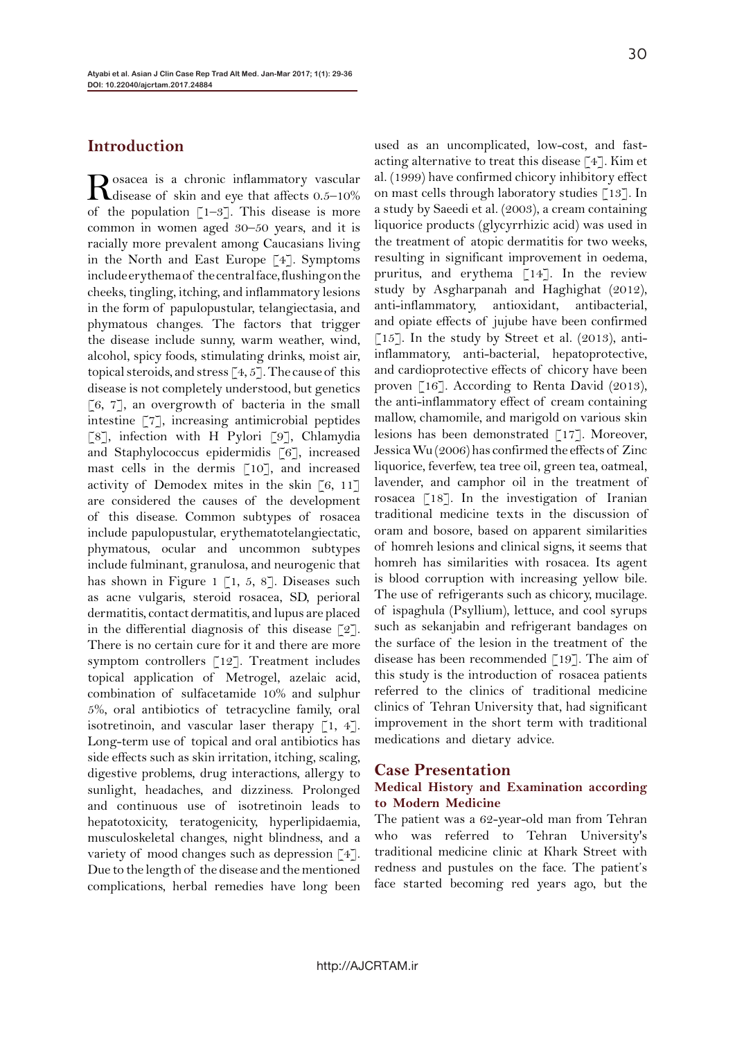## Introduction

Rosacea is a chronic inflammatory vascular disease of skin and eye that affects 0.5–10% of the population [1–3]. This disease is more common in women aged 30–50 years, and it is racially more prevalent among Caucasians living in the North and East Europe [4]. Symptoms include erythema of the central face, flushing on the cheeks, tingling, itching, and inflammatory lesions in the form of papulopustular, telangiectasia, and phymatous changes. The factors that trigger the disease include sunny, warm weather, wind, alcohol, spicy foods, stimulating drinks, moist air, topical steroids, and stress [4, 5]. The cause of this disease is not completely understood, but genetics [6, 7], an overgrowth of bacteria in the small intestine [7], increasing antimicrobial peptides [8], infection with H Pylori [9], Chlamydia and Staphylococcus epidermidis [6], increased mast cells in the dermis [10], and increased activity of Demodex mites in the skin [6, 11] are considered the causes of the development of this disease. Common subtypes of rosacea include papulopustular, erythematotelangiectatic, phymatous, ocular and uncommon subtypes include fulminant, granulosa, and neurogenic that has shown in Figure 1 [1, 5, 8]. Diseases such as acne vulgaris, steroid rosacea, SD, perioral dermatitis, contact dermatitis, and lupus are placed in the differential diagnosis of this disease [2]. There is no certain cure for it and there are more symptom controllers [12]. Treatment includes topical application of Metrogel, azelaic acid, combination of sulfacetamide 10% and sulphur 5%, oral antibiotics of tetracycline family, oral isotretinoin, and vascular laser therapy [1, 4]. Long-term use of topical and oral antibiotics has side effects such as skin irritation, itching, scaling, digestive problems, drug interactions, allergy to sunlight, headaches, and dizziness. Prolonged and continuous use of isotretinoin leads to hepatotoxicity, teratogenicity, hyperlipidaemia, musculoskeletal changes, night blindness, and a variety of mood changes such as depression [4]. Due to the length of the disease and the mentioned complications, herbal remedies have long been used as an uncomplicated, low-cost, and fast-acting alternative to treat this disease [4]. Kim et al. (1999) have confirmed chicory inhibitory effect on mast cells through laboratory studies [13]. In a study by Saeedi et al. (2003), a cream containing liquorice products (glycyrrhizic acid) was used in the treatment of atopic dermatitis for two weeks, resulting in significant improvement in oedema, pruritus, and erythema [14]. In the review study by Asgharpanah and Haghighat (2012), anti-inflammatory, antioxidant, antibacterial, and opiate effects of jujube have been confirmed [15]. In the study by Street et al. (2013), anti-inflammatory, anti-bacterial, hepatoprotective, and cardioprotective effects of chicory have been proven [16]. According to Renta David (2013), the anti-inflammatory effect of cream containing mallow, chamomile, and marigold on various skin lesions has been demonstrated [17]. Moreover, Jessica Wu (2006) has confirmed the effects of Zinc liquorice, feverfew, tea tree oil, green tea, oatmeal, lavender, and camphor oil in the treatment of rosacea [18]. In the investigation of Iranian traditional medicine texts in the discussion of oram and bosore, based on apparent similarities of homreh lesions and clinical signs, it seems that homreh has similarities with rosacea. Its agent is blood corruption with increasing yellow bile. The use of refrigerants such as chicory, mucilage. of ispaghula (Psyllium), lettuce, and cool syrups such as sekanjabin and refrigerant bandages on the surface of the lesion in the treatment of the disease has been recommended [19]. The aim of this study is the introduction of rosacea patients referred to the clinics of traditional medicine clinics of Tehran University that, had significant improvement in the short term with traditional medications and dietary advice.

## Case Presentation

### Medical History and Examination according to Modern Medicine

The patient was a 62-year-old man from Tehran who was referred to Tehran University's traditional medicine clinic at Khark Street with redness and pustules on the face. The patient's face started becoming red years ago, but the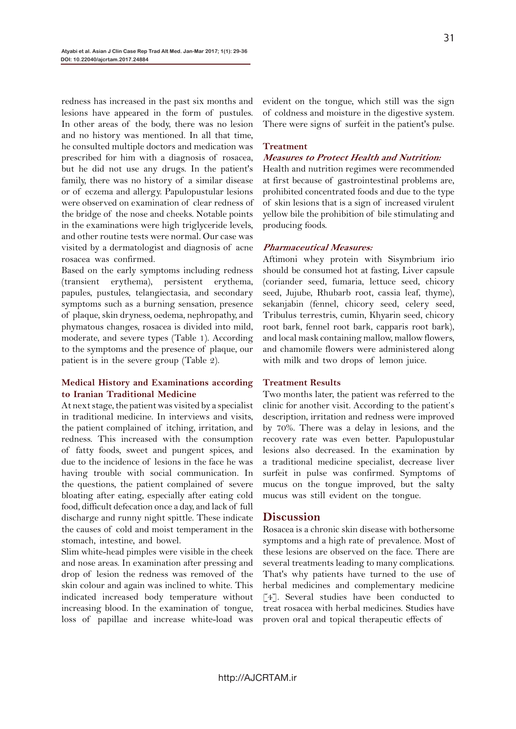redness has increased in the past six months and lesions have appeared in the form of pustules. In other areas of the body, there was no lesion and no history was mentioned. In all that time, he consulted multiple doctors and medication was prescribed for him with a diagnosis of rosacea, but he did not use any drugs. In the patient's family, there was no history of a similar disease or of eczema and allergy. Papulopustular lesions were observed on examination of clear redness of the bridge of the nose and cheeks. Notable points in the examinations were high triglyceride levels, and other routine tests were normal. Our case was visited by a dermatologist and diagnosis of acne rosacea was confirmed.

Based on the early symptoms including redness (transient erythema), persistent erythema, papules, pustules, telangiectasia, and secondary symptoms such as a burning sensation, presence of plaque, skin dryness, oedema, nephropathy, and phymatous changes, rosacea is divided into mild, moderate, and severe types (Table 1). According to the symptoms and the presence of plaque, our patient is in the severe group (Table 2).

### Medical History and Examinations according to Iranian Traditional Medicine

At next stage, the patient was visited by a specialist in traditional medicine. In interviews and visits, the patient complained of itching, irritation, and redness. This increased with the consumption of fatty foods, sweet and pungent spices, and due to the incidence of lesions in the face he was having trouble with social communication. In the questions, the patient complained of severe bloating after eating, especially after eating cold food, difficult defecation once a day, and lack of full discharge and runny night spittle. These indicate the causes of cold and moist temperament in the stomach, intestine, and bowel.

Slim white-head pimples were visible in the cheek and nose areas. In examination after pressing and drop of lesion the redness was removed of the skin colour and again was inclined to white. This indicated increased body temperature without increasing blood. In the examination of tongue, loss of papillae and increase white-load was evident on the tongue, which still was the sign of coldness and moisture in the digestive system. There were signs of surfeit in the patient's pulse.

### Treatment

#### *Measures to Protect Health and Nutrition:*

Health and nutrition regimes were recommended at first because of gastrointestinal problems are, prohibited concentrated foods and due to the type of skin lesions that is a sign of increased virulent yellow bile the prohibition of bile stimulating and producing foods.

#### *Pharmaceutical Measures:*

Aftimoni whey protein with Sisymbrium irio should be consumed hot at fasting, Liver capsule (coriander seed, fumaria, lettuce seed, chicory seed, Jujube, Rhubarb root, cassia leaf, thyme), sekanjabin (fennel, chicory seed, celery seed, Tribulus terrestris, cumin, Khyarin seed, chicory root bark, fennel root bark, capparis root bark), and local mask containing mallow, mallow flowers, and chamomile flowers were administered along with milk and two drops of lemon juice.

### Treatment Results

Two months later, the patient was referred to the clinic for another visit. According to the patient's description, irritation and redness were improved by 70%. There was a delay in lesions, and the recovery rate was even better. Papulopustular lesions also decreased. In the examination by a traditional medicine specialist, decrease liver surfeit in pulse was confirmed. Symptoms of mucus on the tongue improved, but the salty mucus was still evident on the tongue.

## Discussion

Rosacea is a chronic skin disease with bothersome symptoms and a high rate of prevalence. Most of these lesions are observed on the face. There are several treatments leading to many complications. That's why patients have turned to the use of herbal medicines and complementary medicine [4]. Several studies have been conducted to treat rosacea with herbal medicines. Studies have proven oral and topical therapeutic effects of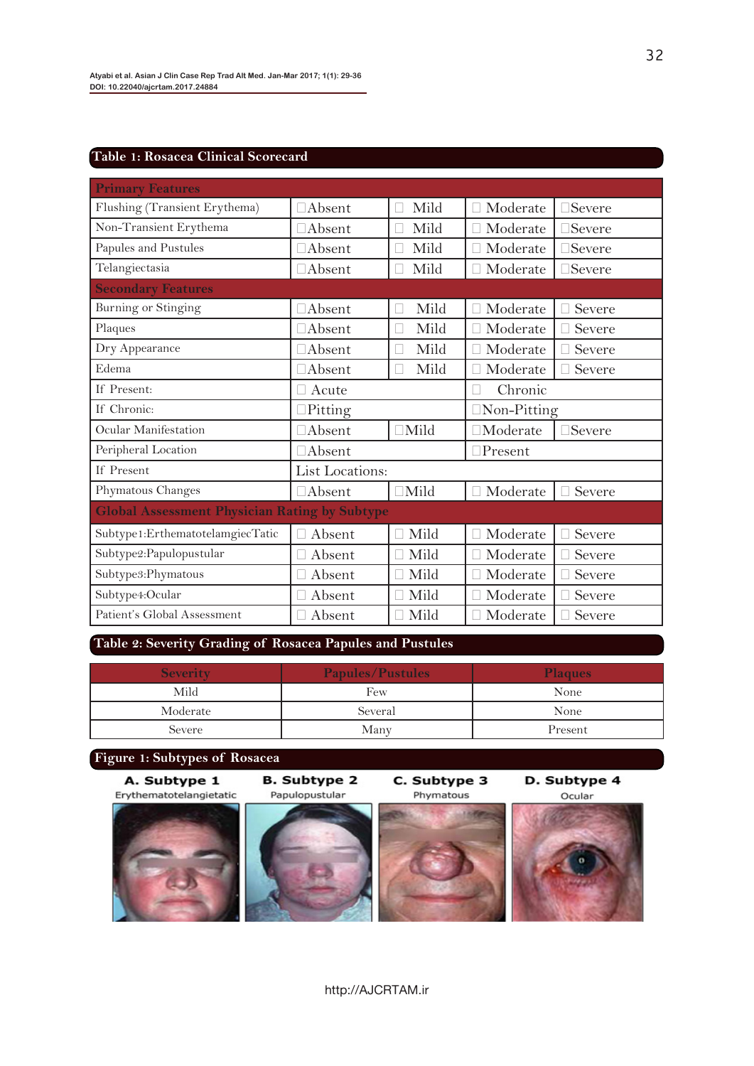**Table 1: Rosacea Clinical Scorecard**

| **Primary Features** | | | | |
|---|---|---|---|---|
| Flushing (Transient Erythema) | □Absent | □ Mild | □ Moderate | □Severe |
| Non-Transient Erythema | □Absent | □ Mild | □ Moderate | □Severe |
| Papules and Pustules | □Absent | □ Mild | □ Moderate | □Severe |
| Telangiectasia | □Absent | □ Mild | □ Moderate | □Severe |
| **Secondary Features** | | | | |
| Burning or Stinging | □Absent | □ Mild | □ Moderate | □ Severe |
| Plaques | □Absent | □ Mild | □ Moderate | □ Severe |
| Dry Appearance | □Absent | □ Mild | □ Moderate | □ Severe |
| Edema | □Absent | □ Mild | □ Moderate | □ Severe |
| If Present: | □ Acute | | □ Chronic | |
| If Chronic: | □Pitting | | □Non-Pitting | |
| Ocular Manifestation | □Absent | □Mild | □Moderate | □Severe |
| Peripheral Location | □Absent | | □Present | |
| If Present | List Locations: | | | |
| Phymatous Changes | □Absent | □Mild | □ Moderate | □ Severe |
| **Global Assessment Physician Rating by Subtype** | | | | |
| Subtype1:ErthematotelamgiecTatic | □ Absent | □ Mild | □ Moderate | □ Severe |
| Subtype2:Papulopustular | □ Absent | □ Mild | □ Moderate | □ Severe |
| Subtype3:Phymatous | □ Absent | □ Mild | □ Moderate | □ Severe |
| Subtype4:Ocular | □ Absent | □ Mild | □ Moderate | □ Severe |
| Patient's Global Assessment | □ Absent | □ Mild | □ Moderate | □ Severe |

**Table 2: Severity Grading of Rosacea Papules and Pustules**

| Severity | Papules/Pustules | Plaques |
|---|---|---|
| Mild | Few | None |
| Moderate | Several | None |
| Severe | Many | Present |

**Figure 1: Subtypes of Rosacea**

A. Subtype 1 Erythematotelangietatic | B. Subtype 2 Papulopustular | C. Subtype 3 Phymatous | D. Subtype 4 Ocular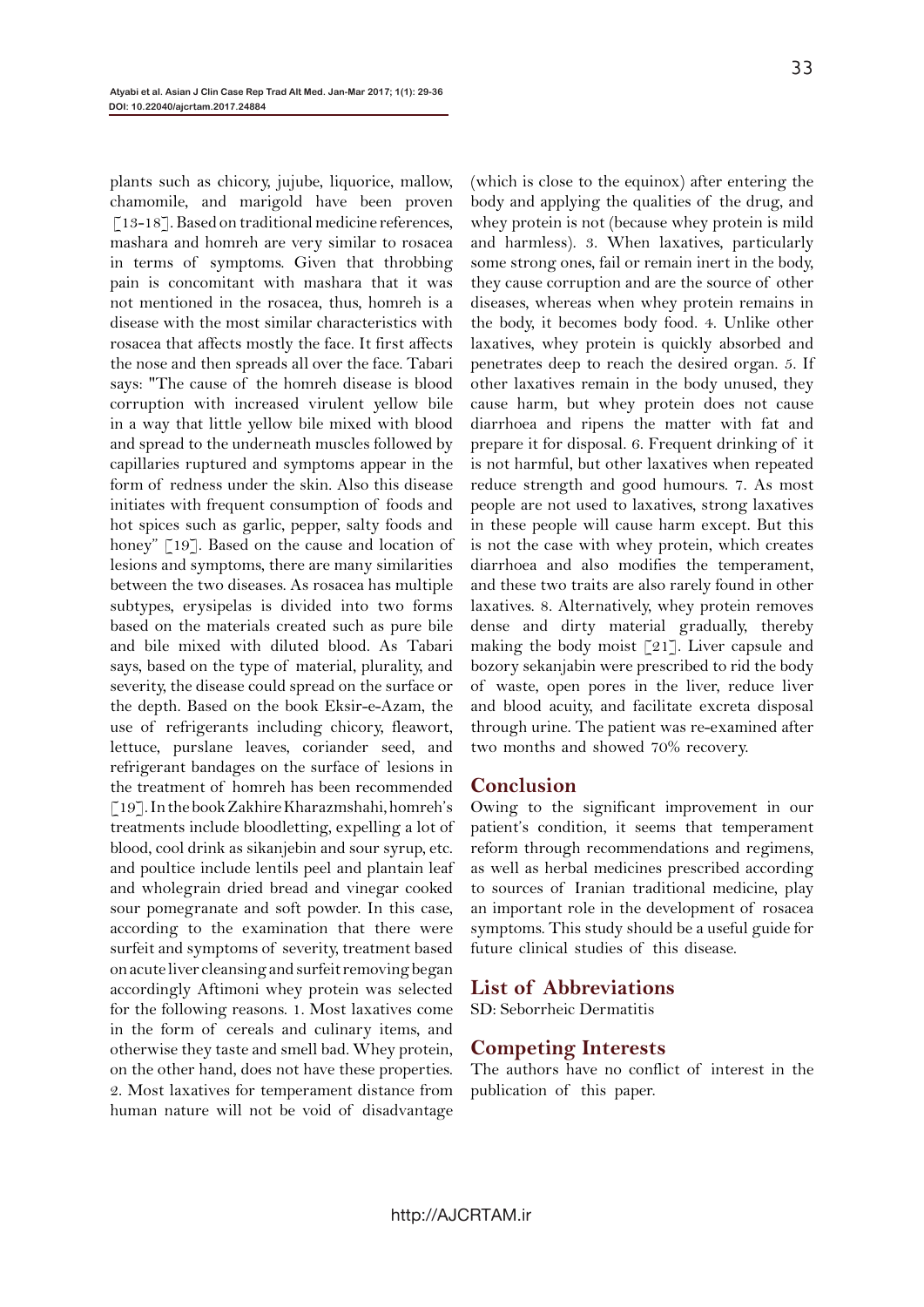plants such as chicory, jujube, liquorice, mallow, chamomile, and marigold have been proven [13-18]. Based on traditional medicine references, mashara and homreh are very similar to rosacea in terms of symptoms. Given that throbbing pain is concomitant with mashara that it was not mentioned in the rosacea, thus, homreh is a disease with the most similar characteristics with rosacea that affects mostly the face. It first affects the nose and then spreads all over the face. Tabari says: "The cause of the homreh disease is blood corruption with increased virulent yellow bile in a way that little yellow bile mixed with blood and spread to the underneath muscles followed by capillaries ruptured and symptoms appear in the form of redness under the skin. Also this disease initiates with frequent consumption of foods and hot spices such as garlic, pepper, salty foods and honey" [19]. Based on the cause and location of lesions and symptoms, there are many similarities between the two diseases. As rosacea has multiple subtypes, erysipelas is divided into two forms based on the materials created such as pure bile and bile mixed with diluted blood. As Tabari says, based on the type of material, plurality, and severity, the disease could spread on the surface or the depth. Based on the book Eksir-e-Azam, the use of refrigerants including chicory, fleawort, lettuce, purslane leaves, coriander seed, and refrigerant bandages on the surface of lesions in the treatment of homreh has been recommended [19]. In the book Zakhire Kharazmshahi, homreh's treatments include bloodletting, expelling a lot of blood, cool drink as sikanjebin and sour syrup, etc. and poultice include lentils peel and plantain leaf and wholegrain dried bread and vinegar cooked sour pomegranate and soft powder. In this case, according to the examination that there were surfeit and symptoms of severity, treatment based on acute liver cleansing and surfeit removing began accordingly Aftimoni whey protein was selected for the following reasons. 1. Most laxatives come in the form of cereals and culinary items, and otherwise they taste and smell bad. Whey protein, on the other hand, does not have these properties. 2. Most laxatives for temperament distance from human nature will not be void of disadvantage (which is close to the equinox) after entering the body and applying the qualities of the drug, and whey protein is not (because whey protein is mild and harmless). 3. When laxatives, particularly some strong ones, fail or remain inert in the body, they cause corruption and are the source of other diseases, whereas when whey protein remains in the body, it becomes body food. 4. Unlike other laxatives, whey protein is quickly absorbed and penetrates deep to reach the desired organ. 5. If other laxatives remain in the body unused, they cause harm, but whey protein does not cause diarrhoea and ripens the matter with fat and prepare it for disposal. 6. Frequent drinking of it is not harmful, but other laxatives when repeated reduce strength and good humours. 7. As most people are not used to laxatives, strong laxatives in these people will cause harm except. But this is not the case with whey protein, which creates diarrhoea and also modifies the temperament, and these two traits are also rarely found in other laxatives. 8. Alternatively, whey protein removes dense and dirty material gradually, thereby making the body moist [21]. Liver capsule and bozory sekanjabin were prescribed to rid the body of waste, open pores in the liver, reduce liver and blood acuity, and facilitate excreta disposal through urine. The patient was re-examined after two months and showed 70% recovery.

## Conclusion

Owing to the significant improvement in our patient's condition, it seems that temperament reform through recommendations and regimens, as well as herbal medicines prescribed according to sources of Iranian traditional medicine, play an important role in the development of rosacea symptoms. This study should be a useful guide for future clinical studies of this disease.

## List of Abbreviations

SD: Seborrheic Dermatitis

## Competing Interests

The authors have no conflict of interest in the publication of this paper.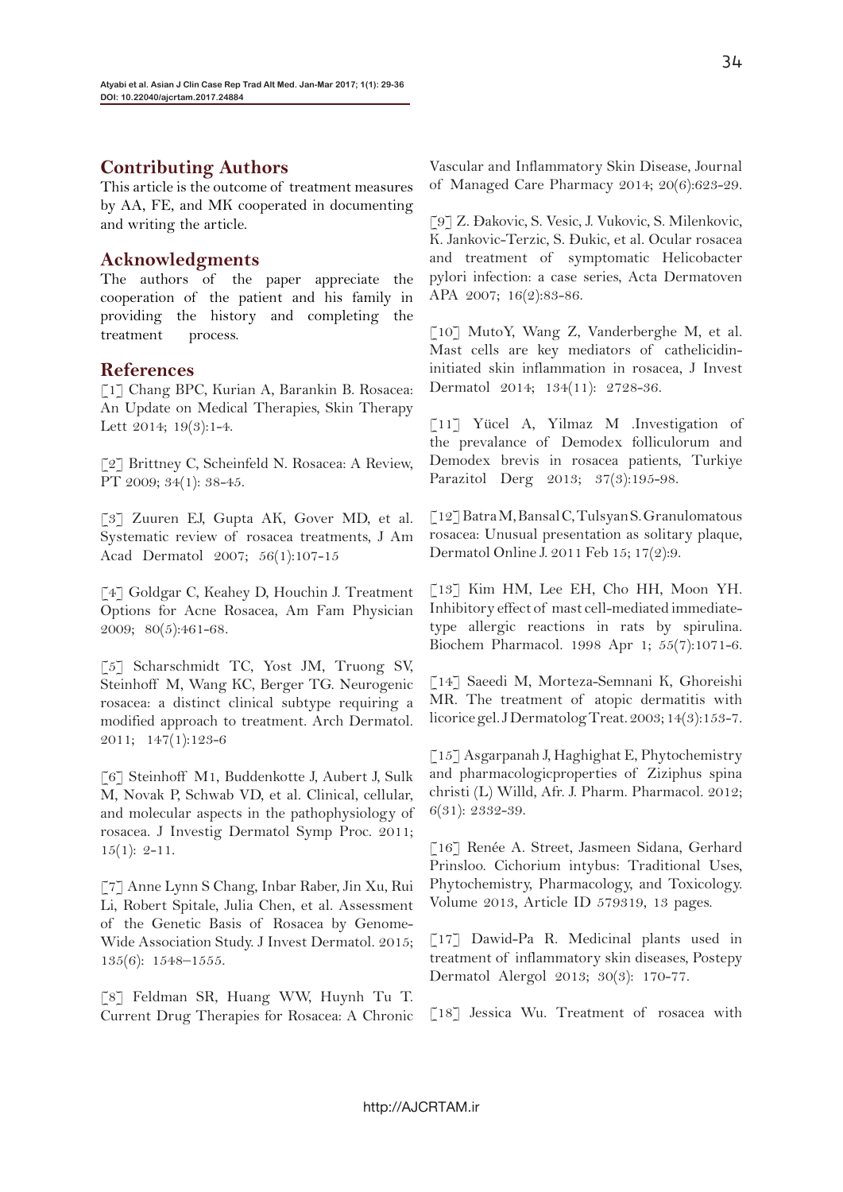## Contributing Authors

This article is the outcome of treatment measures by AA, FE, and MK cooperated in documenting and writing the article.

## Acknowledgments

The authors of the paper appreciate the cooperation of the patient and his family in providing the history and completing the treatment process.

## References

[1] Chang BPC, Kurian A, Barankin B. Rosacea: An Update on Medical Therapies, Skin Therapy Lett 2014; 19(3):1-4.

[2] Brittney C, Scheinfeld N. Rosacea: A Review, PT 2009; 34(1): 38-45.

[3] Zuuren EJ, Gupta AK, Gover MD, et al. Systematic review of rosacea treatments, J Am Acad Dermatol 2007; 56(1):107-15

[4] Goldgar C, Keahey D, Houchin J. Treatment Options for Acne Rosacea, Am Fam Physician 2009; 80(5):461-68.

[5] Scharschmidt TC, Yost JM, Truong SV, Steinhoff M, Wang KC, Berger TG. Neurogenic rosacea: a distinct clinical subtype requiring a modified approach to treatment. Arch Dermatol. 2011; 147(1):123-6

[6] Steinhoff M1, Buddenkotte J, Aubert J, Sulk M, Novak P, Schwab VD, et al. Clinical, cellular, and molecular aspects in the pathophysiology of rosacea. J Investig Dermatol Symp Proc. 2011; 15(1): 2-11.

[7] Anne Lynn S Chang, Inbar Raber, Jin Xu, Rui Li, Robert Spitale, Julia Chen, et al. Assessment of the Genetic Basis of Rosacea by Genome-Wide Association Study. J Invest Dermatol. 2015; 135(6): 1548–1555.

[8] Feldman SR, Huang WW, Huynh Tu T. Current Drug Therapies for Rosacea: A Chronic Vascular and Inflammatory Skin Disease, Journal of Managed Care Pharmacy 2014; 20(6):623-29.

[9] Z. Đakovic, S. Vesic, J. Vukovic, S. Milenkovic, K. Jankovic-Terzic, S. Đukic, et al. Ocular rosacea and treatment of symptomatic Helicobacter pylori infection: a case series, Acta Dermatoven APA 2007; 16(2):83-86.

[10] MutoY, Wang Z, Vanderberghe M, et al. Mast cells are key mediators of cathelicidin-initiated skin inflammation in rosacea, J Invest Dermatol 2014; 134(11): 2728-36.

[11] Yücel A, Yilmaz M .Investigation of the prevalance of Demodex folliculorum and Demodex brevis in rosacea patients, Turkiye Parazitol Derg 2013; 37(3):195-98.

[12] Batra M, Bansal C, Tulsyan S. Granulomatous rosacea: Unusual presentation as solitary plaque, Dermatol Online J. 2011 Feb 15; 17(2):9.

[13] Kim HM, Lee EH, Cho HH, Moon YH. Inhibitory effect of mast cell-mediated immediate-type allergic reactions in rats by spirulina. Biochem Pharmacol. 1998 Apr 1; 55(7):1071-6.

[14] Saeedi M, Morteza-Semnani K, Ghoreishi MR. The treatment of atopic dermatitis with licorice gel. J Dermatolog Treat. 2003; 14(3):153-7.

[15] Asgarpanah J, Haghighat E, Phytochemistry and pharmacologicproperties of Ziziphus spina christi (L) Willd, Afr. J. Pharm. Pharmacol. 2012; 6(31): 2332-39.

[16] Renée A. Street, Jasmeen Sidana, Gerhard Prinsloo. Cichorium intybus: Traditional Uses, Phytochemistry, Pharmacology, and Toxicology. Volume 2013, Article ID 579319, 13 pages.

[17] Dawid-Pa R. Medicinal plants used in treatment of inflammatory skin diseases, Postepy Dermatol Alergol 2013; 30(3): 170-77.

[18] Jessica Wu. Treatment of rosacea with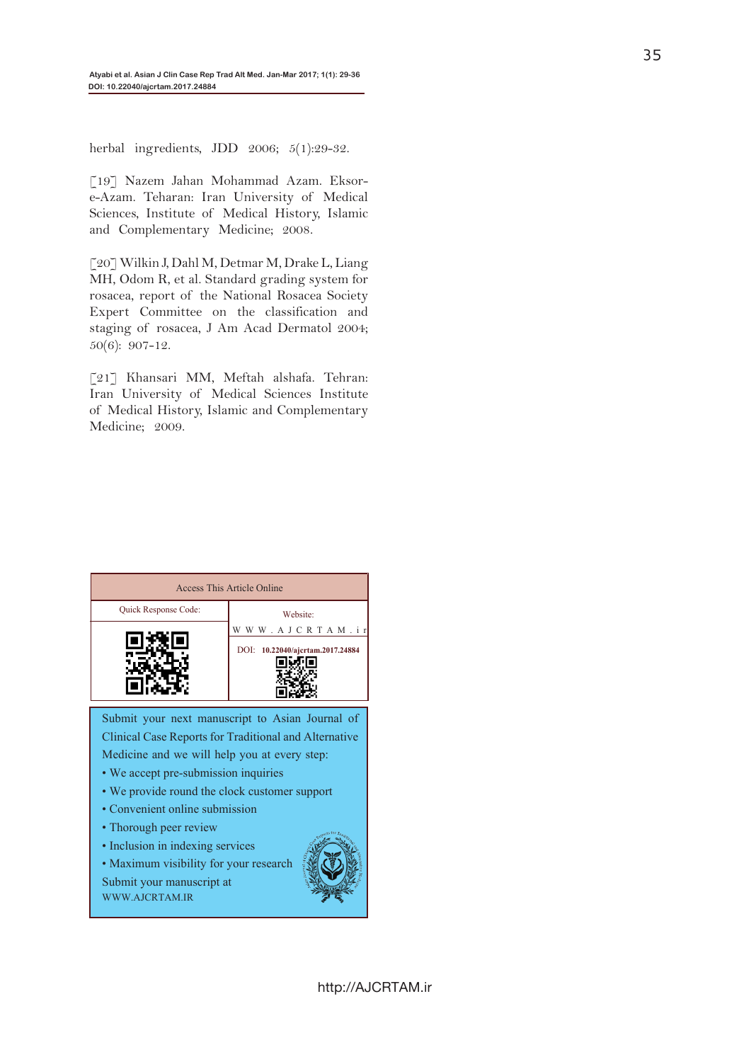herbal ingredients, JDD 2006; 5(1):29-32.

[19] Nazem Jahan Mohammad Azam. Eksor-e-Azam. Teharan: Iran University of Medical Sciences, Institute of Medical History, Islamic and Complementary Medicine; 2008.

[20] Wilkin J, Dahl M, Detmar M, Drake L, Liang MH, Odom R, et al. Standard grading system for rosacea, report of the National Rosacea Society Expert Committee on the classification and staging of rosacea, J Am Acad Dermatol 2004; 50(6): 907-12.

[21] Khansari MM, Meftah alshafa. Tehran: Iran University of Medical Sciences Institute of Medical History, Islamic and Complementary Medicine; 2009.

| Access This Article Online | |
| --- | --- |
| Quick Response Code: | Website: WWW.AJCRTAM.ir |
| | DOI: 10.22040/ajcrtam.2017.24884 |

Submit your next manuscript to Asian Journal of Clinical Case Reports for Traditional and Alternative Medicine and we will help you at every step:

- We accept pre-submission inquiries
- We provide round the clock customer support
- Convenient online submission
- Thorough peer review
- Inclusion in indexing services
- Maximum visibility for your research

Submit your manuscript at
WWW.AJCRTAM.IR